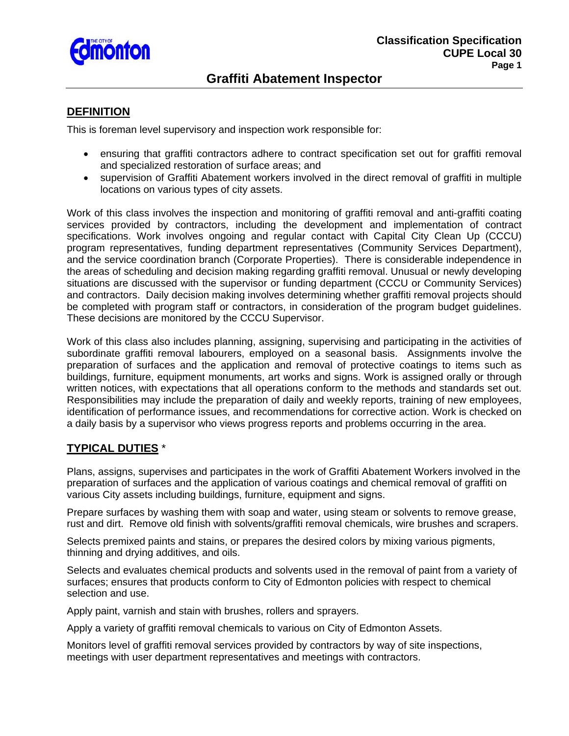# Graffiti Abatement Inspector

## DEFINITION

This is foreman level supervisory and inspection work responsible for:

- ensuring that graffiti contractors adhere to contract specification set out for graffiti removal and specialized restoration of surface areas; and
- supervision of Graffiti Abatement workers involved in the direct removal of graffiti in multiple locations on various types of city assets.

Work of this class involves the inspection and monitoring of graffiti removal and anti-graffiti coating services provided by contractors, including the development and implementation of contract specifications. Work involves ongoing and regular contact with Capital City Clean Up (CCCU) program representatives, funding department representatives (Community Services Department), and the service coordination branch (Corporate Properties). There is considerable independence in the areas of scheduling and decision making regarding graffiti removal. Unusual or newly developing situations are discussed with the supervisor or funding department (CCCU or Community Services) and contractors. Daily decision making involves determining whether graffiti removal projects should be completed with program staff or contractors, in consideration of the program budget guidelines. These decisions are monitored by the CCCU Supervisor.

Work of this class also includes planning, assigning, supervising and participating in the activities of subordinate graffiti removal labourers, employed on a seasonal basis. Assignments involve the preparation of surfaces and the application and removal of protective coatings to items such as buildings, furniture, equipment monuments, art works and signs. Work is assigned orally or through written notices, with expectations that all operations conform to the methods and standards set out. Responsibilities may include the preparation of daily and weekly reports, training of new employees, identification of performance issues, and recommendations for corrective action. Work is checked on a daily basis by a supervisor who views progress reports and problems occurring in the area.

## TYPICAL DUTIES *

Plans, assigns, supervises and participates in the work of Graffiti Abatement Workers involved in the preparation of surfaces and the application of various coatings and chemical removal of graffiti on various City assets including buildings, furniture, equipment and signs.

Prepare surfaces by washing them with soap and water, using steam or solvents to remove grease, rust and dirt. Remove old finish with solvents/graffiti removal chemicals, wire brushes and scrapers.

Selects premixed paints and stains, or prepares the desired colors by mixing various pigments, thinning and drying additives, and oils.

Selects and evaluates chemical products and solvents used in the removal of paint from a variety of surfaces; ensures that products conform to City of Edmonton policies with respect to chemical selection and use.

Apply paint, varnish and stain with brushes, rollers and sprayers.

Apply a variety of graffiti removal chemicals to various on City of Edmonton Assets.

Monitors level of graffiti removal services provided by contractors by way of site inspections, meetings with user department representatives and meetings with contractors.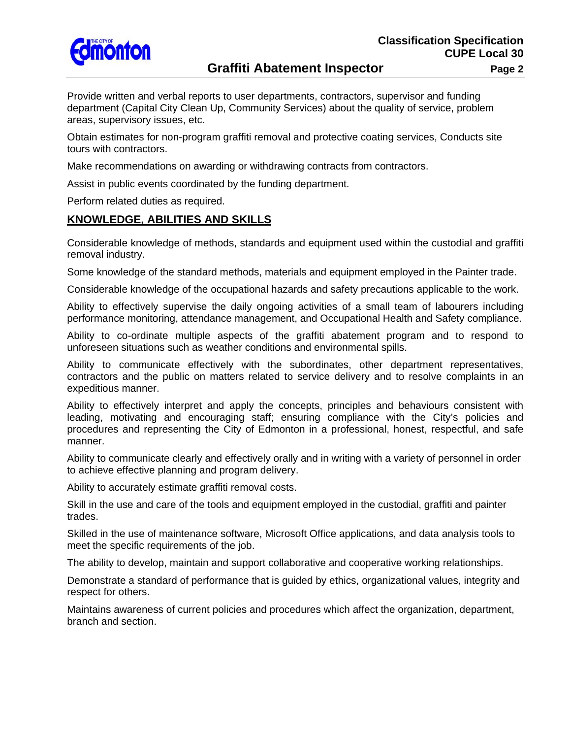Provide written and verbal reports to user departments, contractors, supervisor and funding department (Capital City Clean Up, Community Services) about the quality of service, problem areas, supervisory issues, etc.

Obtain estimates for non-program graffiti removal and protective coating services, Conducts site tours with contractors.

Make recommendations on awarding or withdrawing contracts from contractors.

Assist in public events coordinated by the funding department.

Perform related duties as required.

## KNOWLEDGE, ABILITIES AND SKILLS

Considerable knowledge of methods, standards and equipment used within the custodial and graffiti removal industry.

Some knowledge of the standard methods, materials and equipment employed in the Painter trade.

Considerable knowledge of the occupational hazards and safety precautions applicable to the work.

Ability to effectively supervise the daily ongoing activities of a small team of labourers including performance monitoring, attendance management, and Occupational Health and Safety compliance.

Ability to co-ordinate multiple aspects of the graffiti abatement program and to respond to unforeseen situations such as weather conditions and environmental spills.

Ability to communicate effectively with the subordinates, other department representatives, contractors and the public on matters related to service delivery and to resolve complaints in an expeditious manner.

Ability to effectively interpret and apply the concepts, principles and behaviours consistent with leading, motivating and encouraging staff; ensuring compliance with the City's policies and procedures and representing the City of Edmonton in a professional, honest, respectful, and safe manner.

Ability to communicate clearly and effectively orally and in writing with a variety of personnel in order to achieve effective planning and program delivery.

Ability to accurately estimate graffiti removal costs.

Skill in the use and care of the tools and equipment employed in the custodial, graffiti and painter trades.

Skilled in the use of maintenance software, Microsoft Office applications, and data analysis tools to meet the specific requirements of the job.

The ability to develop, maintain and support collaborative and cooperative working relationships.

Demonstrate a standard of performance that is guided by ethics, organizational values, integrity and respect for others.

Maintains awareness of current policies and procedures which affect the organization, department, branch and section.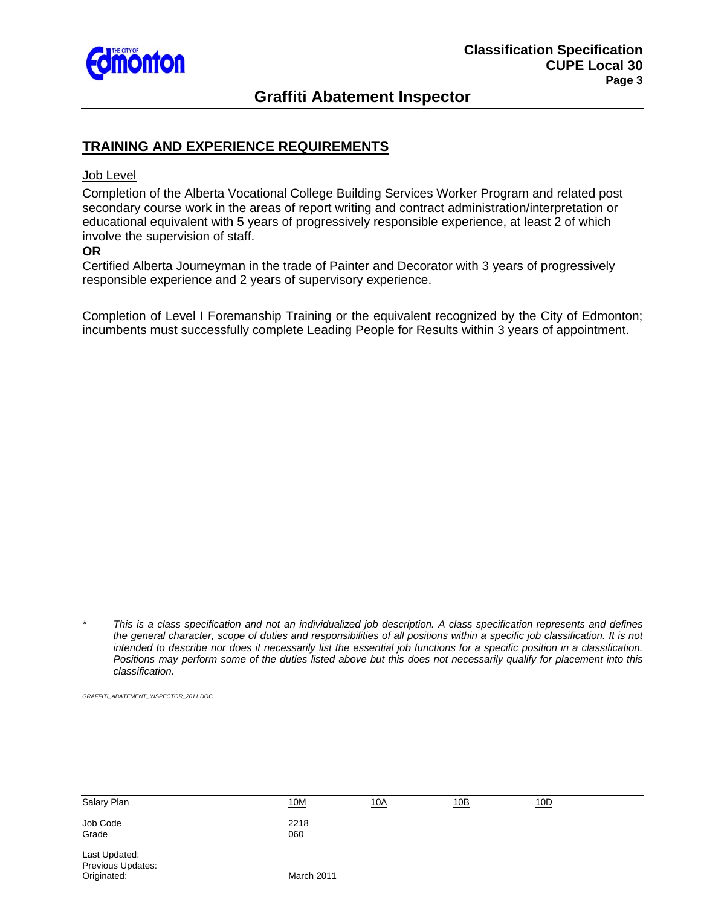## TRAINING AND EXPERIENCE REQUIREMENTS

Job Level

Completion of the Alberta Vocational College Building Services Worker Program and related post secondary course work in the areas of report writing and contract administration/interpretation or educational equivalent with 5 years of progressively responsible experience, at least 2 of which involve the supervision of staff.

**OR**

Certified Alberta Journeyman in the trade of Painter and Decorator with 3 years of progressively responsible experience and 2 years of supervisory experience.

Completion of Level I Foremanship Training or the equivalent recognized by the City of Edmonton; incumbents must successfully complete Leading People for Results within 3 years of appointment.

\* *This is a class specification and not an individualized job description. A class specification represents and defines the general character, scope of duties and responsibilities of all positions within a specific job classification. It is not intended to describe nor does it necessarily list the essential job functions for a specific position in a classification. Positions may perform some of the duties listed above but this does not necessarily qualify for placement into this classification.*

*GRAFFITI_ABATEMENT_INSPECTOR_2011.DOC*

| | | | | |
|---|---|---|---|---|
| Salary Plan | 10M | 10A | 10B | 10D |
| Job Code | 2218 | | | |
| Grade | 060 | | | |
| Last Updated: | | | | |
| Previous Updates: | | | | |
| Originated: | March 2011 | | | |